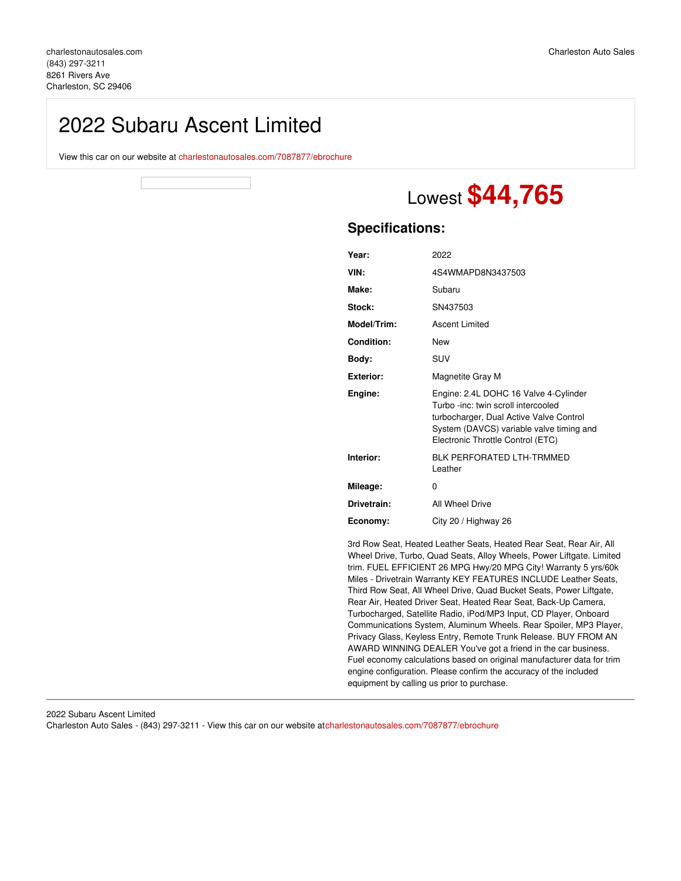charlestonautosales.com
(843) 297-3211
8261 Rivers Ave
Charleston, SC 29406

Charleston Auto Sales

# 2022 Subaru Ascent Limited

View this car on our website at charlestonautosales.com/7087877/ebrochure

Lowest **$44,765**

## Specifications:

| | |
|---|---|
| **Year:** | 2022 |
| **VIN:** | 4S4WMAPD8N3437503 |
| **Make:** | Subaru |
| **Stock:** | SN437503 |
| **Model/Trim:** | Ascent Limited |
| **Condition:** | New |
| **Body:** | SUV |
| **Exterior:** | Magnetite Gray M |
| **Engine:** | Engine: 2.4L DOHC 16 Valve 4-Cylinder Turbo -inc: twin scroll intercooled turbocharger, Dual Active Valve Control System (DAVCS) variable valve timing and Electronic Throttle Control (ETC) |
| **Interior:** | BLK PERFORATED LTH-TRMMED Leather |
| **Mileage:** | 0 |
| **Drivetrain:** | All Wheel Drive |
| **Economy:** | City 20 / Highway 26 |

3rd Row Seat, Heated Leather Seats, Heated Rear Seat, Rear Air, All Wheel Drive, Turbo, Quad Seats, Alloy Wheels, Power Liftgate. Limited trim. FUEL EFFICIENT 26 MPG Hwy/20 MPG City! Warranty 5 yrs/60k Miles - Drivetrain Warranty KEY FEATURES INCLUDE Leather Seats, Third Row Seat, All Wheel Drive, Quad Bucket Seats, Power Liftgate, Rear Air, Heated Driver Seat, Heated Rear Seat, Back-Up Camera, Turbocharged, Satellite Radio, iPod/MP3 Input, CD Player, Onboard Communications System, Aluminum Wheels. Rear Spoiler, MP3 Player, Privacy Glass, Keyless Entry, Remote Trunk Release. BUY FROM AN AWARD WINNING DEALER You've got a friend in the car business. Fuel economy calculations based on original manufacturer data for trim engine configuration. Please confirm the accuracy of the included equipment by calling us prior to purchase.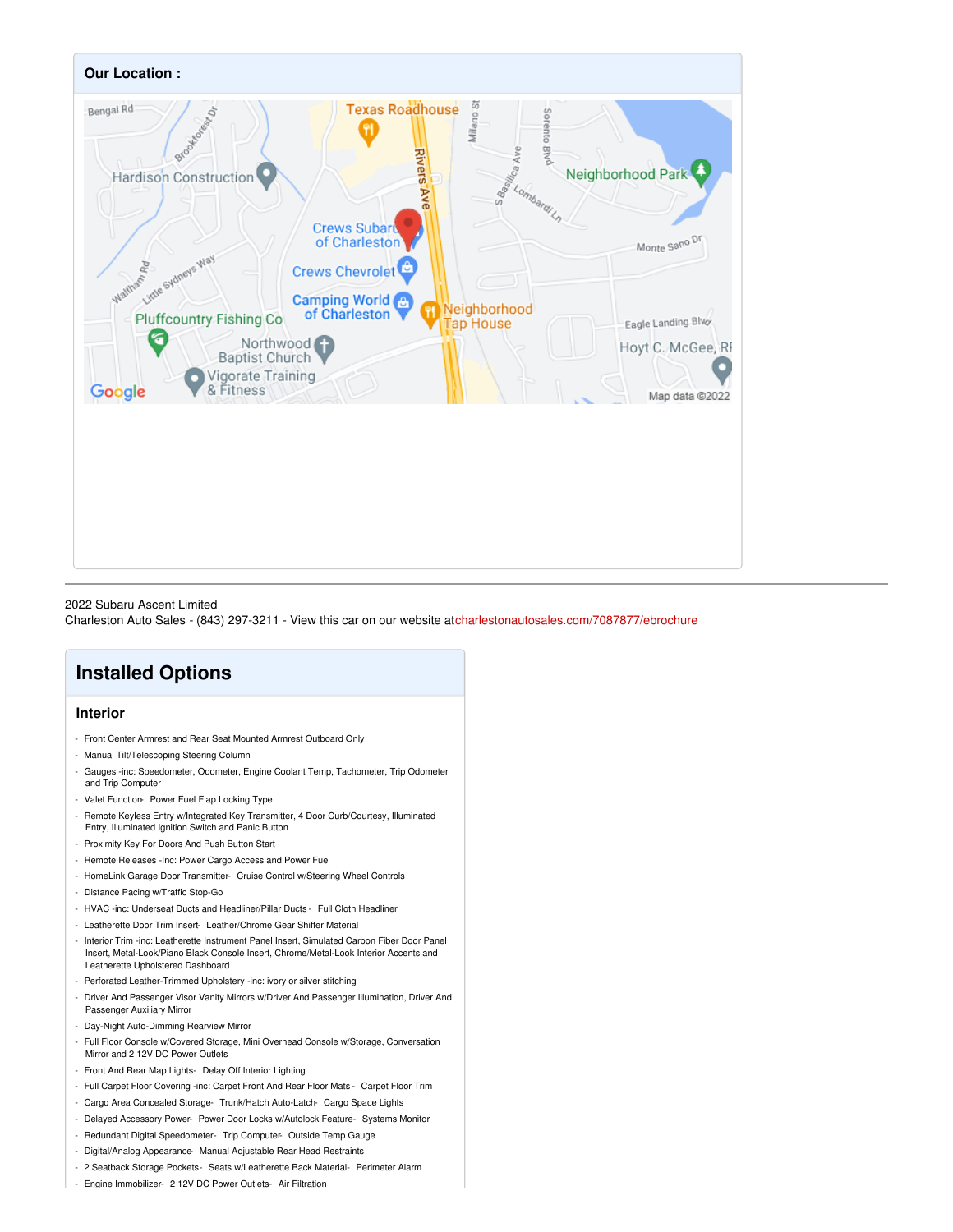## Our Location :

2022 Subaru Ascent Limited
Charleston Auto Sales - (843) 297-3211 - View this car on our website atcharlestonautosales.com/7087877/ebrochure

# Installed Options

### Interior

- Front Center Armrest and Rear Seat Mounted Armrest Outboard Only
- Manual Tilt/Telescoping Steering Column
- Gauges -inc: Speedometer, Odometer, Engine Coolant Temp, Tachometer, Trip Odometer and Trip Computer
- Valet Function- Power Fuel Flap Locking Type
- Remote Keyless Entry w/Integrated Key Transmitter, 4 Door Curb/Courtesy, Illuminated Entry, Illuminated Ignition Switch and Panic Button
- Proximity Key For Doors And Push Button Start
- Remote Releases -Inc: Power Cargo Access and Power Fuel
- HomeLink Garage Door Transmitter- Cruise Control w/Steering Wheel Controls
- Distance Pacing w/Traffic Stop-Go
- HVAC -inc: Underseat Ducts and Headliner/Pillar Ducts - Full Cloth Headliner
- Leatherette Door Trim Insert- Leather/Chrome Gear Shifter Material
- Interior Trim -inc: Leatherette Instrument Panel Insert, Simulated Carbon Fiber Door Panel Insert, Metal-Look/Piano Black Console Insert, Chrome/Metal-Look Interior Accents and Leatherette Upholstered Dashboard
- Perforated Leather-Trimmed Upholstery -inc: ivory or silver stitching
- Driver And Passenger Visor Vanity Mirrors w/Driver And Passenger Illumination, Driver And Passenger Auxiliary Mirror
- Day-Night Auto-Dimming Rearview Mirror
- Full Floor Console w/Covered Storage, Mini Overhead Console w/Storage, Conversation Mirror and 2 12V DC Power Outlets
- Front And Rear Map Lights- Delay Off Interior Lighting
- Full Carpet Floor Covering -inc: Carpet Front And Rear Floor Mats - Carpet Floor Trim
- Cargo Area Concealed Storage- Trunk/Hatch Auto-Latch- Cargo Space Lights
- Delayed Accessory Power- Power Door Locks w/Autolock Feature- Systems Monitor
- Redundant Digital Speedometer- Trip Computer- Outside Temp Gauge
- Digital/Analog Appearance- Manual Adjustable Rear Head Restraints
- 2 Seatback Storage Pockets- Seats w/Leatherette Back Material- Perimeter Alarm
- Engine Immobilizer- 2 12V DC Power Outlets- Air Filtration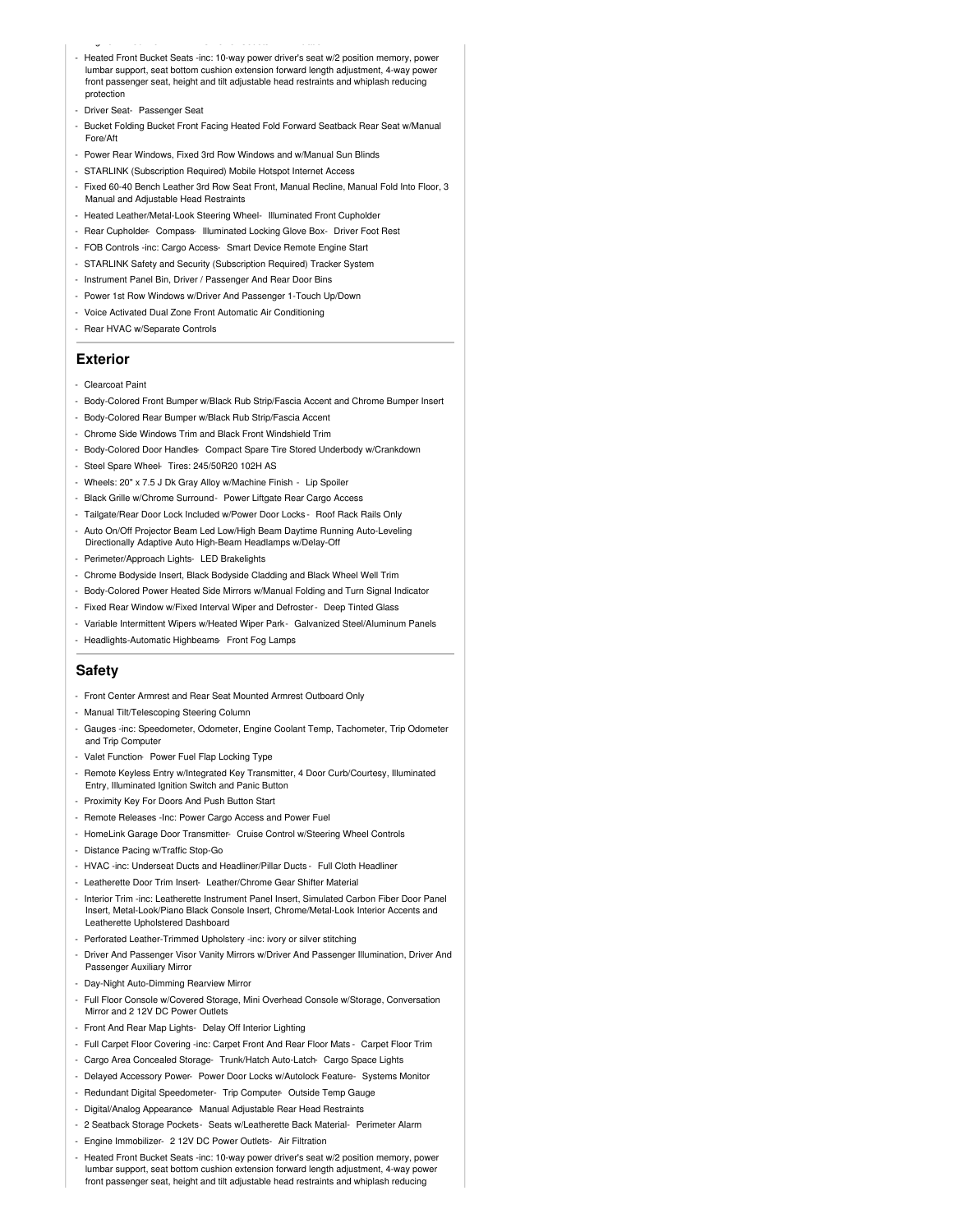- Heated Front Bucket Seats -inc: 10-way power driver's seat w/2 position memory, power lumbar support, seat bottom cushion extension forward length adjustment, 4-way power front passenger seat, height and tilt adjustable head restraints and whiplash reducing protection
- Driver Seat- Passenger Seat
- Bucket Folding Bucket Front Facing Heated Fold Forward Seatback Rear Seat w/Manual Fore/Aft
- Power Rear Windows, Fixed 3rd Row Windows and w/Manual Sun Blinds
- STARLINK (Subscription Required) Mobile Hotspot Internet Access
- Fixed 60-40 Bench Leather 3rd Row Seat Front, Manual Recline, Manual Fold Into Floor, 3 Manual and Adjustable Head Restraints
- Heated Leather/Metal-Look Steering Wheel- Illuminated Front Cupholder
- Rear Cupholder- Compass- Illuminated Locking Glove Box- Driver Foot Rest
- FOB Controls -inc: Cargo Access- Smart Device Remote Engine Start
- STARLINK Safety and Security (Subscription Required) Tracker System
- Instrument Panel Bin, Driver / Passenger And Rear Door Bins
- Power 1st Row Windows w/Driver And Passenger 1-Touch Up/Down
- Voice Activated Dual Zone Front Automatic Air Conditioning
- Rear HVAC w/Separate Controls

## Exterior

- Clearcoat Paint
- Body-Colored Front Bumper w/Black Rub Strip/Fascia Accent and Chrome Bumper Insert
- Body-Colored Rear Bumper w/Black Rub Strip/Fascia Accent
- Chrome Side Windows Trim and Black Front Windshield Trim
- Body-Colored Door Handles- Compact Spare Tire Stored Underbody w/Crankdown
- Steel Spare Wheel- Tires: 245/50R20 102H AS
- Wheels: 20" x 7.5 J Dk Gray Alloy w/Machine Finish - Lip Spoiler
- Black Grille w/Chrome Surround- Power Liftgate Rear Cargo Access
- Tailgate/Rear Door Lock Included w/Power Door Locks - Roof Rack Rails Only
- Auto On/Off Projector Beam Led Low/High Beam Daytime Running Auto-Leveling Directionally Adaptive Auto High-Beam Headlamps w/Delay-Off
- Perimeter/Approach Lights- LED Brakelights
- Chrome Bodyside Insert, Black Bodyside Cladding and Black Wheel Well Trim
- Body-Colored Power Heated Side Mirrors w/Manual Folding and Turn Signal Indicator
- Fixed Rear Window w/Fixed Interval Wiper and Defroster- Deep Tinted Glass
- Variable Intermittent Wipers w/Heated Wiper Park- Galvanized Steel/Aluminum Panels
- Headlights-Automatic Highbeams- Front Fog Lamps

## Safety

- Front Center Armrest and Rear Seat Mounted Armrest Outboard Only
- Manual Tilt/Telescoping Steering Column
- Gauges -inc: Speedometer, Odometer, Engine Coolant Temp, Tachometer, Trip Odometer and Trip Computer
- Valet Function- Power Fuel Flap Locking Type
- Remote Keyless Entry w/Integrated Key Transmitter, 4 Door Curb/Courtesy, Illuminated Entry, Illuminated Ignition Switch and Panic Button
- Proximity Key For Doors And Push Button Start
- Remote Releases -Inc: Power Cargo Access and Power Fuel
- HomeLink Garage Door Transmitter- Cruise Control w/Steering Wheel Controls
- Distance Pacing w/Traffic Stop-Go
- HVAC -inc: Underseat Ducts and Headliner/Pillar Ducts - Full Cloth Headliner
- Leatherette Door Trim Insert- Leather/Chrome Gear Shifter Material
- Interior Trim -inc: Leatherette Instrument Panel Insert, Simulated Carbon Fiber Door Panel Insert, Metal-Look/Piano Black Console Insert, Chrome/Metal-Look Interior Accents and Leatherette Upholstered Dashboard
- Perforated Leather-Trimmed Upholstery -inc: ivory or silver stitching
- Driver And Passenger Visor Vanity Mirrors w/Driver And Passenger Illumination, Driver And Passenger Auxiliary Mirror
- Day-Night Auto-Dimming Rearview Mirror
- Full Floor Console w/Covered Storage, Mini Overhead Console w/Storage, Conversation Mirror and 2 12V DC Power Outlets
- Front And Rear Map Lights- Delay Off Interior Lighting
- Full Carpet Floor Covering -inc: Carpet Front And Rear Floor Mats - Carpet Floor Trim
- Cargo Area Concealed Storage- Trunk/Hatch Auto-Latch- Cargo Space Lights
- Delayed Accessory Power- Power Door Locks w/Autolock Feature- Systems Monitor
- Redundant Digital Speedometer- Trip Computer- Outside Temp Gauge
- Digital/Analog Appearance- Manual Adjustable Rear Head Restraints
- 2 Seatback Storage Pockets- Seats w/Leatherette Back Material- Perimeter Alarm
- Engine Immobilizer- 2 12V DC Power Outlets- Air Filtration
- Heated Front Bucket Seats -inc: 10-way power driver's seat w/2 position memory, power lumbar support, seat bottom cushion extension forward length adjustment, 4-way power front passenger seat, height and tilt adjustable head restraints and whiplash reducing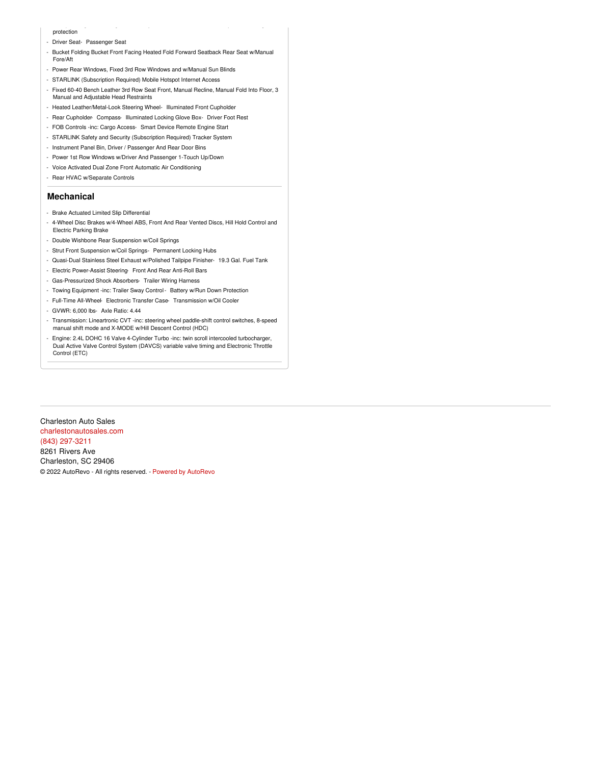protection

- Driver Seat- Passenger Seat
- Bucket Folding Bucket Front Facing Heated Fold Forward Seatback Rear Seat w/Manual Fore/Aft
- Power Rear Windows, Fixed 3rd Row Windows and w/Manual Sun Blinds
- STARLINK (Subscription Required) Mobile Hotspot Internet Access
- Fixed 60-40 Bench Leather 3rd Row Seat Front, Manual Recline, Manual Fold Into Floor, 3 Manual and Adjustable Head Restraints
- Heated Leather/Metal-Look Steering Wheel- Illuminated Front Cupholder
- Rear Cupholder- Compass- Illuminated Locking Glove Box- Driver Foot Rest
- FOB Controls -inc: Cargo Access- Smart Device Remote Engine Start
- STARLINK Safety and Security (Subscription Required) Tracker System
- Instrument Panel Bin, Driver / Passenger And Rear Door Bins
- Power 1st Row Windows w/Driver And Passenger 1-Touch Up/Down
- Voice Activated Dual Zone Front Automatic Air Conditioning
- Rear HVAC w/Separate Controls

## Mechanical

- Brake Actuated Limited Slip Differential
- 4-Wheel Disc Brakes w/4-Wheel ABS, Front And Rear Vented Discs, Hill Hold Control and Electric Parking Brake
- Double Wishbone Rear Suspension w/Coil Springs
- Strut Front Suspension w/Coil Springs- Permanent Locking Hubs
- Quasi-Dual Stainless Steel Exhaust w/Polished Tailpipe Finisher- 19.3 Gal. Fuel Tank
- Electric Power-Assist Steering- Front And Rear Anti-Roll Bars
- Gas-Pressurized Shock Absorbers- Trailer Wiring Harness
- Towing Equipment -inc: Trailer Sway Control - Battery w/Run Down Protection
- Full-Time All-Wheel- Electronic Transfer Case- Transmission w/Oil Cooler
- GVWR: 6,000 lbs- Axle Ratio: 4.44
- Transmission: Lineartronic CVT -inc: steering wheel paddle-shift control switches, 8-speed manual shift mode and X-MODE w/Hill Descent Control (HDC)
- Engine: 2.4L DOHC 16 Valve 4-Cylinder Turbo -inc: twin scroll intercooled turbocharger, Dual Active Valve Control System (DAVCS) variable valve timing and Electronic Throttle Control (ETC)

---

Charleston Auto Sales
charlestonautosales.com
(843) 297-3211
8261 Rivers Ave
Charleston, SC 29406
© 2022 AutoRevo - All rights reserved. - Powered by AutoRevo